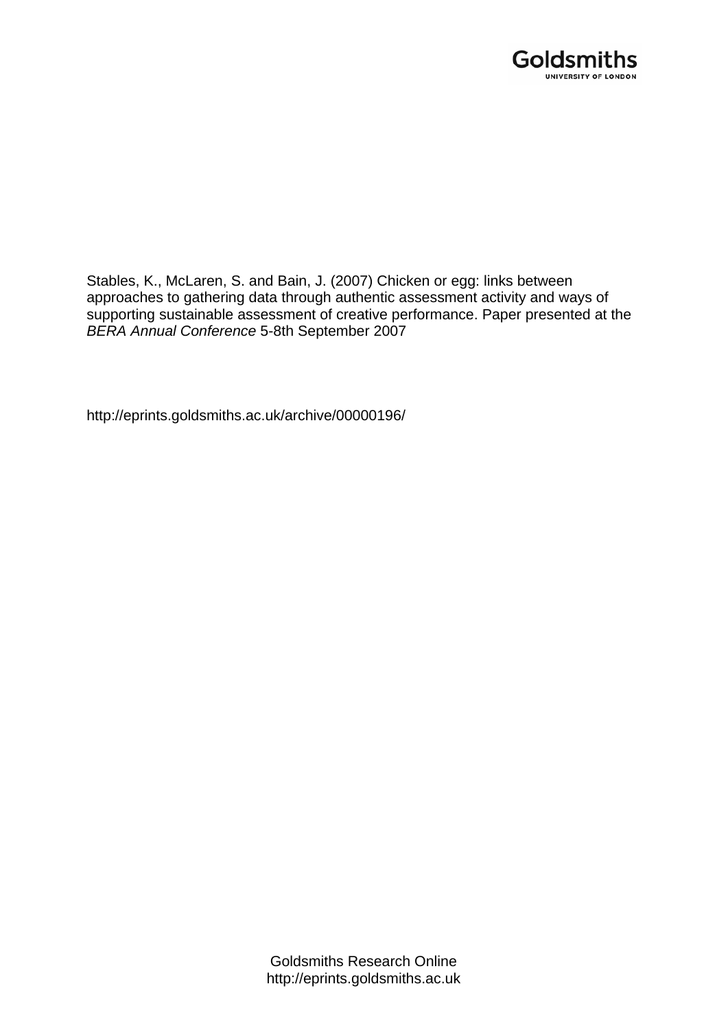Goldsmiths
UNIVERSITY OF LONDON

Stables, K., McLaren, S. and Bain, J. (2007) Chicken or egg: links between approaches to gathering data through authentic assessment activity and ways of supporting sustainable assessment of creative performance. Paper presented at the *BERA Annual Conference* 5-8th September 2007

http://eprints.goldsmiths.ac.uk/archive/00000196/

Goldsmiths Research Online
http://eprints.goldsmiths.ac.uk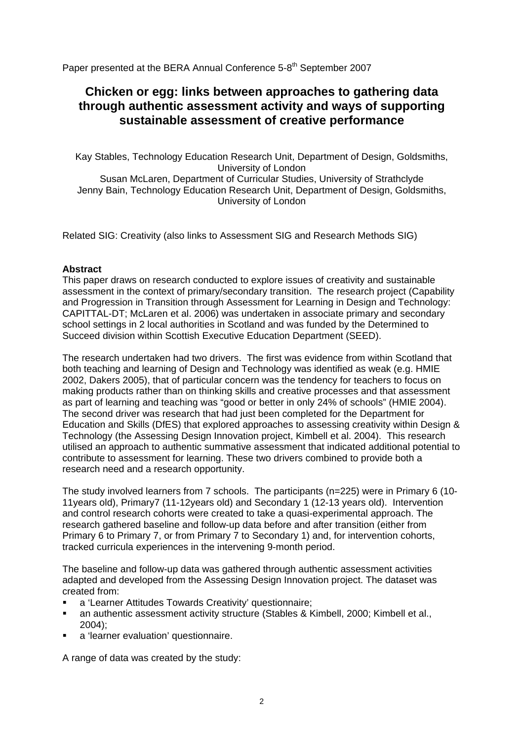Paper presented at the BERA Annual Conference 5-8th September 2007

# Chicken or egg: links between approaches to gathering data through authentic assessment activity and ways of supporting sustainable assessment of creative performance

Kay Stables, Technology Education Research Unit, Department of Design, Goldsmiths, University of London
Susan McLaren, Department of Curricular Studies, University of Strathclyde
Jenny Bain, Technology Education Research Unit, Department of Design, Goldsmiths, University of London

Related SIG: Creativity (also links to Assessment SIG and Research Methods SIG)

**Abstract**

This paper draws on research conducted to explore issues of creativity and sustainable assessment in the context of primary/secondary transition. The research project (Capability and Progression in Transition through Assessment for Learning in Design and Technology: CAPITTAL-DT; McLaren et al. 2006) was undertaken in associate primary and secondary school settings in 2 local authorities in Scotland and was funded by the Determined to Succeed division within Scottish Executive Education Department (SEED).

The research undertaken had two drivers. The first was evidence from within Scotland that both teaching and learning of Design and Technology was identified as weak (e.g. HMIE 2002, Dakers 2005), that of particular concern was the tendency for teachers to focus on making products rather than on thinking skills and creative processes and that assessment as part of learning and teaching was "good or better in only 24% of schools" (HMIE 2004). The second driver was research that had just been completed for the Department for Education and Skills (DfES) that explored approaches to assessing creativity within Design & Technology (the Assessing Design Innovation project, Kimbell et al. 2004). This research utilised an approach to authentic summative assessment that indicated additional potential to contribute to assessment for learning. These two drivers combined to provide both a research need and a research opportunity.

The study involved learners from 7 schools. The participants (n=225) were in Primary 6 (10-11years old), Primary7 (11-12years old) and Secondary 1 (12-13 years old). Intervention and control research cohorts were created to take a quasi-experimental approach. The research gathered baseline and follow-up data before and after transition (either from Primary 6 to Primary 7, or from Primary 7 to Secondary 1) and, for intervention cohorts, tracked curricula experiences in the intervening 9-month period.

The baseline and follow-up data was gathered through authentic assessment activities adapted and developed from the Assessing Design Innovation project. The dataset was created from:

- a 'Learner Attitudes Towards Creativity' questionnaire;
- an authentic assessment activity structure (Stables & Kimbell, 2000; Kimbell et al., 2004);
- a 'learner evaluation' questionnaire.

A range of data was created by the study: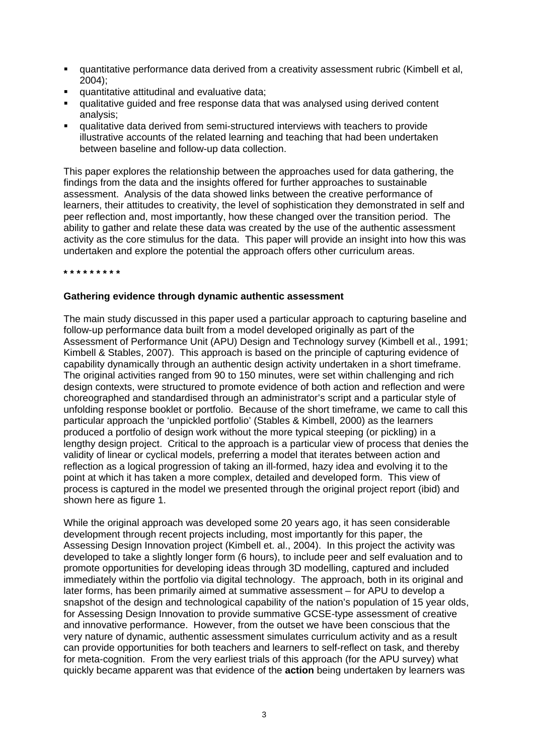- quantitative performance data derived from a creativity assessment rubric (Kimbell et al, 2004);
- quantitative attitudinal and evaluative data;
- qualitative guided and free response data that was analysed using derived content analysis;
- qualitative data derived from semi-structured interviews with teachers to provide illustrative accounts of the related learning and teaching that had been undertaken between baseline and follow-up data collection.

This paper explores the relationship between the approaches used for data gathering, the findings from the data and the insights offered for further approaches to sustainable assessment. Analysis of the data showed links between the creative performance of learners, their attitudes to creativity, the level of sophistication they demonstrated in self and peer reflection and, most importantly, how these changed over the transition period. The ability to gather and relate these data was created by the use of the authentic assessment activity as the core stimulus for the data. This paper will provide an insight into how this was undertaken and explore the potential the approach offers other curriculum areas.

**\* \* \* \* \* \* \* \* \***

**Gathering evidence through dynamic authentic assessment**

The main study discussed in this paper used a particular approach to capturing baseline and follow-up performance data built from a model developed originally as part of the Assessment of Performance Unit (APU) Design and Technology survey (Kimbell et al., 1991; Kimbell & Stables, 2007). This approach is based on the principle of capturing evidence of capability dynamically through an authentic design activity undertaken in a short timeframe. The original activities ranged from 90 to 150 minutes, were set within challenging and rich design contexts, were structured to promote evidence of both action and reflection and were choreographed and standardised through an administrator's script and a particular style of unfolding response booklet or portfolio. Because of the short timeframe, we came to call this particular approach the 'unpickled portfolio' (Stables & Kimbell, 2000) as the learners produced a portfolio of design work without the more typical steeping (or pickling) in a lengthy design project. Critical to the approach is a particular view of process that denies the validity of linear or cyclical models, preferring a model that iterates between action and reflection as a logical progression of taking an ill-formed, hazy idea and evolving it to the point at which it has taken a more complex, detailed and developed form. This view of process is captured in the model we presented through the original project report (ibid) and shown here as figure 1.

While the original approach was developed some 20 years ago, it has seen considerable development through recent projects including, most importantly for this paper, the Assessing Design Innovation project (Kimbell et. al., 2004). In this project the activity was developed to take a slightly longer form (6 hours), to include peer and self evaluation and to promote opportunities for developing ideas through 3D modelling, captured and included immediately within the portfolio via digital technology. The approach, both in its original and later forms, has been primarily aimed at summative assessment – for APU to develop a snapshot of the design and technological capability of the nation's population of 15 year olds, for Assessing Design Innovation to provide summative GCSE-type assessment of creative and innovative performance. However, from the outset we have been conscious that the very nature of dynamic, authentic assessment simulates curriculum activity and as a result can provide opportunities for both teachers and learners to self-reflect on task, and thereby for meta-cognition. From the very earliest trials of this approach (for the APU survey) what quickly became apparent was that evidence of the **action** being undertaken by learners was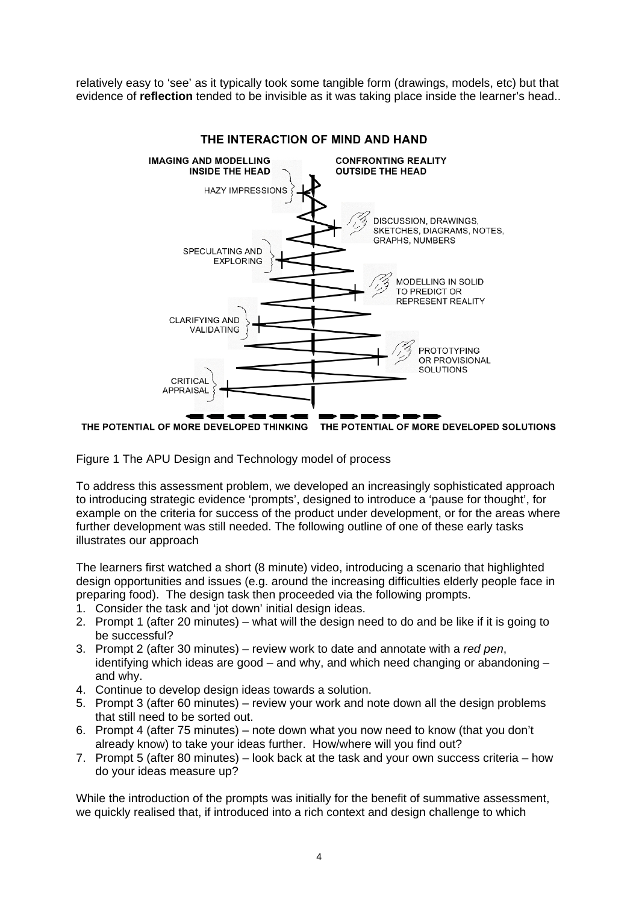relatively easy to 'see' as it typically took some tangible form (drawings, models, etc) but that evidence of **reflection** tended to be invisible as it was taking place inside the learner's head..

Figure 1 The APU Design and Technology model of process

To address this assessment problem, we developed an increasingly sophisticated approach to introducing strategic evidence 'prompts', designed to introduce a 'pause for thought', for example on the criteria for success of the product under development, or for the areas where further development was still needed. The following outline of one of these early tasks illustrates our approach

The learners first watched a short (8 minute) video, introducing a scenario that highlighted design opportunities and issues (e.g. around the increasing difficulties elderly people face in preparing food). The design task then proceeded via the following prompts.

1. Consider the task and 'jot down' initial design ideas.
2. Prompt 1 (after 20 minutes) – what will the design need to do and be like if it is going to be successful?
3. Prompt 2 (after 30 minutes) – review work to date and annotate with a *red pen*, identifying which ideas are good – and why, and which need changing or abandoning – and why.
4. Continue to develop design ideas towards a solution.
5. Prompt 3 (after 60 minutes) – review your work and note down all the design problems that still need to be sorted out.
6. Prompt 4 (after 75 minutes) – note down what you now need to know (that you don't already know) to take your ideas further. How/where will you find out?
7. Prompt 5 (after 80 minutes) – look back at the task and your own success criteria – how do your ideas measure up?

While the introduction of the prompts was initially for the benefit of summative assessment, we quickly realised that, if introduced into a rich context and design challenge to which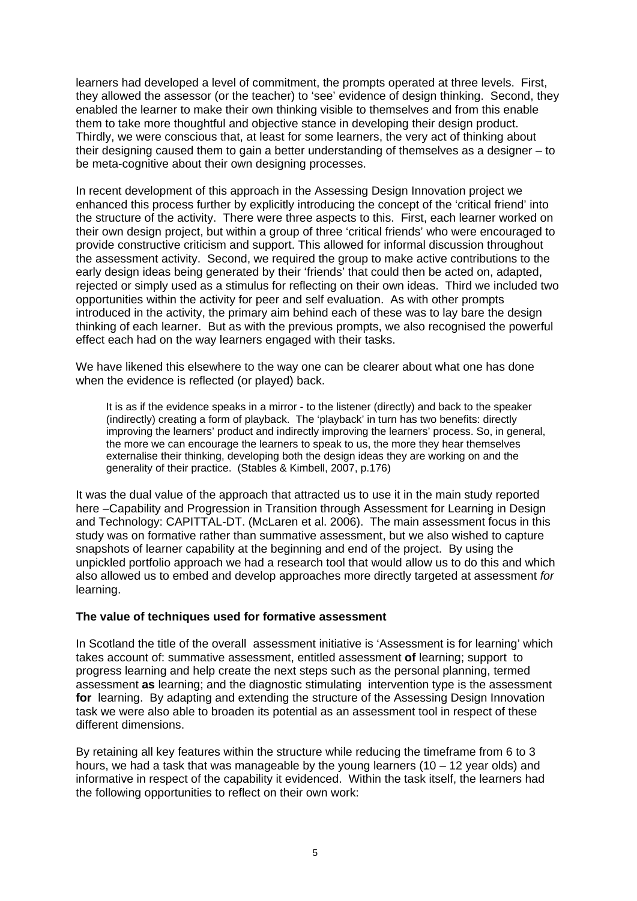learners had developed a level of commitment, the prompts operated at three levels. First, they allowed the assessor (or the teacher) to 'see' evidence of design thinking. Second, they enabled the learner to make their own thinking visible to themselves and from this enable them to take more thoughtful and objective stance in developing their design product. Thirdly, we were conscious that, at least for some learners, the very act of thinking about their designing caused them to gain a better understanding of themselves as a designer – to be meta-cognitive about their own designing processes.

In recent development of this approach in the Assessing Design Innovation project we enhanced this process further by explicitly introducing the concept of the 'critical friend' into the structure of the activity. There were three aspects to this. First, each learner worked on their own design project, but within a group of three 'critical friends' who were encouraged to provide constructive criticism and support. This allowed for informal discussion throughout the assessment activity. Second, we required the group to make active contributions to the early design ideas being generated by their 'friends' that could then be acted on, adapted, rejected or simply used as a stimulus for reflecting on their own ideas. Third we included two opportunities within the activity for peer and self evaluation. As with other prompts introduced in the activity, the primary aim behind each of these was to lay bare the design thinking of each learner. But as with the previous prompts, we also recognised the powerful effect each had on the way learners engaged with their tasks.

We have likened this elsewhere to the way one can be clearer about what one has done when the evidence is reflected (or played) back.

> It is as if the evidence speaks in a mirror - to the listener (directly) and back to the speaker (indirectly) creating a form of playback. The 'playback' in turn has two benefits: directly improving the learners' product and indirectly improving the learners' process. So, in general, the more we can encourage the learners to speak to us, the more they hear themselves externalise their thinking, developing both the design ideas they are working on and the generality of their practice. (Stables & Kimbell, 2007, p.176)

It was the dual value of the approach that attracted us to use it in the main study reported here –Capability and Progression in Transition through Assessment for Learning in Design and Technology: CAPITTAL-DT. (McLaren et al. 2006). The main assessment focus in this study was on formative rather than summative assessment, but we also wished to capture snapshots of learner capability at the beginning and end of the project. By using the unpickled portfolio approach we had a research tool that would allow us to do this and which also allowed us to embed and develop approaches more directly targeted at assessment *for* learning.

**The value of techniques used for formative assessment**

In Scotland the title of the overall assessment initiative is 'Assessment is for learning' which takes account of: summative assessment, entitled assessment **of** learning; support to progress learning and help create the next steps such as the personal planning, termed assessment **as** learning; and the diagnostic stimulating intervention type is the assessment **for** learning. By adapting and extending the structure of the Assessing Design Innovation task we were also able to broaden its potential as an assessment tool in respect of these different dimensions.

By retaining all key features within the structure while reducing the timeframe from 6 to 3 hours, we had a task that was manageable by the young learners (10 – 12 year olds) and informative in respect of the capability it evidenced. Within the task itself, the learners had the following opportunities to reflect on their own work: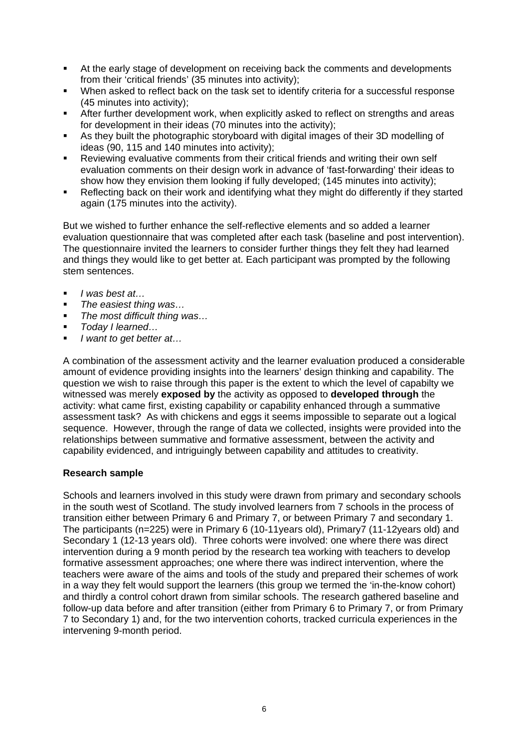- At the early stage of development on receiving back the comments and developments from their 'critical friends' (35 minutes into activity);
- When asked to reflect back on the task set to identify criteria for a successful response (45 minutes into activity);
- After further development work, when explicitly asked to reflect on strengths and areas for development in their ideas (70 minutes into the activity);
- As they built the photographic storyboard with digital images of their 3D modelling of ideas (90, 115 and 140 minutes into activity);
- Reviewing evaluative comments from their critical friends and writing their own self evaluation comments on their design work in advance of 'fast-forwarding' their ideas to show how they envision them looking if fully developed; (145 minutes into activity);
- Reflecting back on their work and identifying what they might do differently if they started again (175 minutes into the activity).

But we wished to further enhance the self-reflective elements and so added a learner evaluation questionnaire that was completed after each task (baseline and post intervention). The questionnaire invited the learners to consider further things they felt they had learned and things they would like to get better at. Each participant was prompted by the following stem sentences.

- *I was best at…*
- *The easiest thing was…*
- *The most difficult thing was…*
- *Today I learned…*
- *I want to get better at…*

A combination of the assessment activity and the learner evaluation produced a considerable amount of evidence providing insights into the learners' design thinking and capability. The question we wish to raise through this paper is the extent to which the level of capabilty we witnessed was merely **exposed by** the activity as opposed to **developed through** the activity: what came first, existing capability or capability enhanced through a summative assessment task? As with chickens and eggs it seems impossible to separate out a logical sequence. However, through the range of data we collected, insights were provided into the relationships between summative and formative assessment, between the activity and capability evidenced, and intriguingly between capability and attitudes to creativity.

**Research sample**

Schools and learners involved in this study were drawn from primary and secondary schools in the south west of Scotland. The study involved learners from 7 schools in the process of transition either between Primary 6 and Primary 7, or between Primary 7 and secondary 1. The participants (n=225) were in Primary 6 (10-11years old), Primary7 (11-12years old) and Secondary 1 (12-13 years old). Three cohorts were involved: one where there was direct intervention during a 9 month period by the research tea working with teachers to develop formative assessment approaches; one where there was indirect intervention, where the teachers were aware of the aims and tools of the study and prepared their schemes of work in a way they felt would support the learners (this group we termed the 'in-the-know cohort) and thirdly a control cohort drawn from similar schools. The research gathered baseline and follow-up data before and after transition (either from Primary 6 to Primary 7, or from Primary 7 to Secondary 1) and, for the two intervention cohorts, tracked curricula experiences in the intervening 9-month period.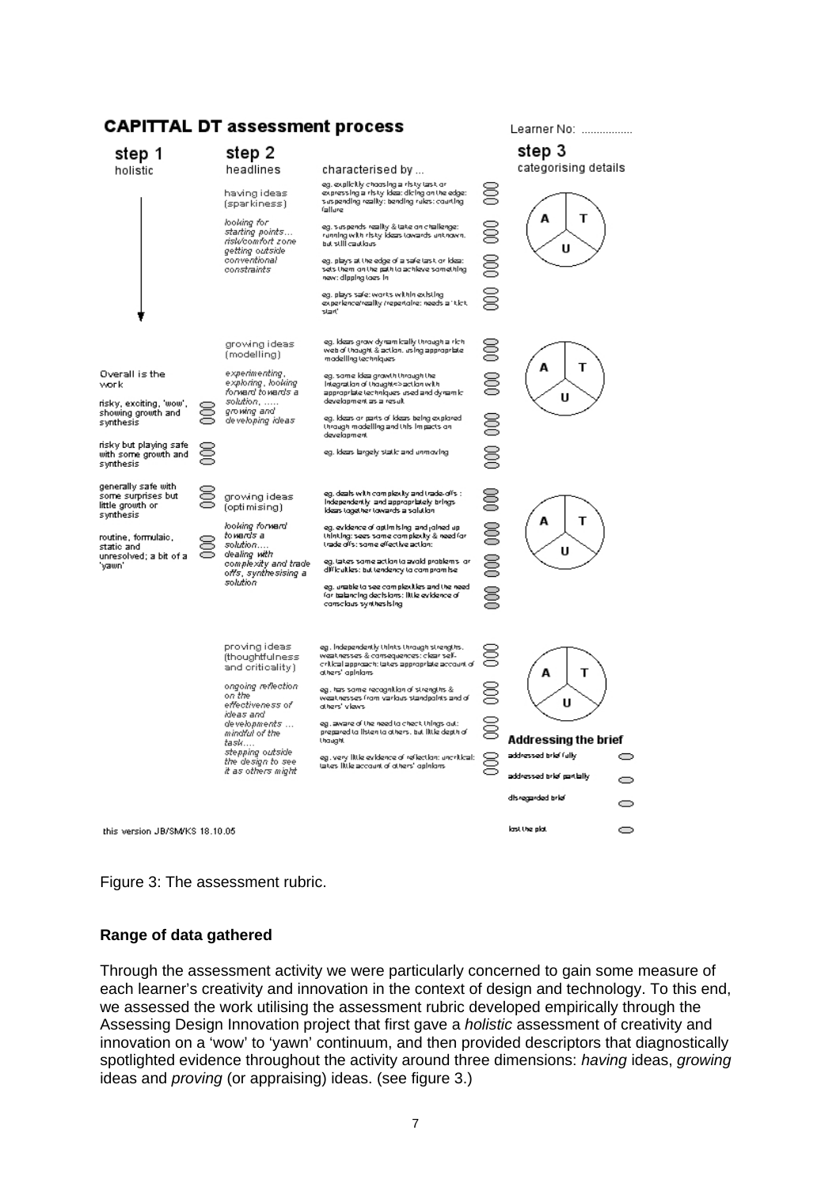## CAPITTAL DT assessment process

Learner No: ................

| step 1 holistic | step 2 headlines | characterised by ... | step 3 categorising details |
|---|---|---|---|
| | having ideas (sparkiness) | eg. explicitly choosing a risky task or expressing a risky idea: dicing on the edge: suspending reality: bending rules: courting failure | A / T / U |
| | *looking for starting points... risk/comfort zone getting outside conventional constraints* | eg. suspends reality & take on challenge: running with risky ideas towards unknown, but still cautious | |
| | | eg. plays at the edge of a safe task or idea: sets them on the path to achieve something new: dipping toes in | |
| | | eg. plays safe: works within existing experience/reality /repertoire: needs a 'kick start' | |
| Overall is the work | growing ideas (modelling) | eg. ideas grow dynamically through a rich web of thought & action, using appropriate modelling techniques | A / T / U |
| risky, exciting, 'wow', showing growth and synthesis | *experimenting, exploring, looking forward towards a solution, ..... growing and developing ideas* | eg. some idea growth through the integration of thought<>action with appropriate techniques used and dynamic development as a result | |
| risky but playing safe with some growth and synthesis | | eg. ideas or parts of ideas being explored through modelling and this impacts on development | |
| | | eg. ideas largely static and unmoving | |
| generally safe with some surprises but little growth or synthesis | growing ideas (optimising) | eg. deals with complexity and trade-offs : independently and appropriately brings ideas together towards a solution | A / T / U |
| routine, formulaic, static and unresolved; a bit of a 'yawn' | *looking forward towards a solution.... dealing with complexity and trade offs, synthesising a solution* | eg. evidence of optimising and joined up thinking: sees some complexity & need for trade offs: some effective action: | |
| | | eg. takes some action to avoid problems or difficulties: but tendency to compromise | |
| | | eg. unable to see complexities and the need for balancing decisions: little evidence of conscious synthesising | |
| | proving ideas (thoughtfulness and criticality) | eg. independently thinks through strengths, weaknesses & consequences: clear self-critical approach: takes appropriate account of others' opinions | A / T / U |
| | *ongoing reflection on the effectiveness of ideas and developments ... mindful of the task.... stepping outside the design to see it as others might* | eg. has some recognition of strengths & weaknesses from various standpoints and of others' views | |
| | | eg. aware of the need to check things out: prepared to listen to others, but little depth of thought | |
| | | eg. very little evidence of reflection: uncritical: takes little account of others' opinions | |

**Addressing the brief**
- addressed brief fully
- addressed brief partially
- disregarded brief
- lost the plot

this version JB/SM/KS 18.10.05

Figure 3: The assessment rubric.

### Range of data gathered

Through the assessment activity we were particularly concerned to gain some measure of each learner's creativity and innovation in the context of design and technology. To this end, we assessed the work utilising the assessment rubric developed empirically through the Assessing Design Innovation project that first gave a *holistic* assessment of creativity and innovation on a 'wow' to 'yawn' continuum, and then provided descriptors that diagnostically spotlighted evidence throughout the activity around three dimensions: *having* ideas, *growing* ideas and *proving* (or appraising) ideas. (see figure 3.)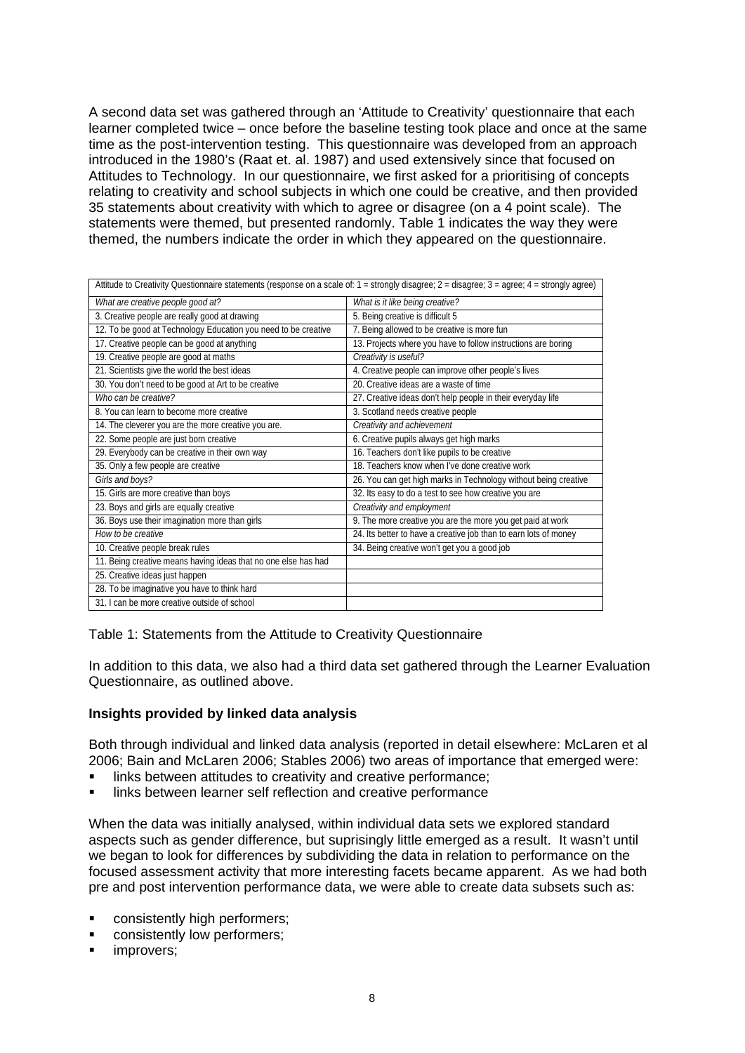A second data set was gathered through an 'Attitude to Creativity' questionnaire that each learner completed twice – once before the baseline testing took place and once at the same time as the post-intervention testing. This questionnaire was developed from an approach introduced in the 1980's (Raat et. al. 1987) and used extensively since that focused on Attitudes to Technology. In our questionnaire, we first asked for a prioritising of concepts relating to creativity and school subjects in which one could be creative, and then provided 35 statements about creativity with which to agree or disagree (on a 4 point scale). The statements were themed, but presented randomly. Table 1 indicates the way they were themed, the numbers indicate the order in which they appeared on the questionnaire.

| Attitude to Creativity Questionnaire statements (response on a scale of: 1 = strongly disagree; 2 = disagree; 3 = agree; 4 = strongly agree) | |
|---|---|
| *What are creative people good at?* | *What is it like being creative?* |
| 3. Creative people are really good at drawing | 5. Being creative is difficult 5 |
| 12. To be good at Technology Education you need to be creative | 7. Being allowed to be creative is more fun |
| 17. Creative people can be good at anything | 13. Projects where you have to follow instructions are boring |
| 19. Creative people are good at maths | *Creativity is useful?* |
| 21. Scientists give the world the best ideas | 4. Creative people can improve other people's lives |
| 30. You don't need to be good at Art to be creative | 20. Creative ideas are a waste of time |
| *Who can be creative?* | 27. Creative ideas don't help people in their everyday life |
| 8. You can learn to become more creative | 3. Scotland needs creative people |
| 14. The cleverer you are the more creative you are. | *Creativity and achievement* |
| 22. Some people are just born creative | 6. Creative pupils always get high marks |
| 29. Everybody can be creative in their own way | 16. Teachers don't like pupils to be creative |
| 35. Only a few people are creative | 18. Teachers know when I've done creative work |
| *Girls and boys?* | 26. You can get high marks in Technology without being creative |
| 15. Girls are more creative than boys | 32. Its easy to do a test to see how creative you are |
| 23. Boys and girls are equally creative | *Creativity and employment* |
| 36. Boys use their imagination more than girls | 9. The more creative you are the more you get paid at work |
| *How to be creative* | 24. Its better to have a creative job than to earn lots of money |
| 10. Creative people break rules | 34. Being creative won't get you a good job |
| 11. Being creative means having ideas that no one else has had | |
| 25. Creative ideas just happen | |
| 28. To be imaginative you have to think hard | |
| 31. I can be more creative outside of school | |

Table 1: Statements from the Attitude to Creativity Questionnaire

In addition to this data, we also had a third data set gathered through the Learner Evaluation Questionnaire, as outlined above.

**Insights provided by linked data analysis**

Both through individual and linked data analysis (reported in detail elsewhere: McLaren et al 2006; Bain and McLaren 2006; Stables 2006) two areas of importance that emerged were:

- links between attitudes to creativity and creative performance;
- links between learner self reflection and creative performance

When the data was initially analysed, within individual data sets we explored standard aspects such as gender difference, but suprisingly little emerged as a result. It wasn't until we began to look for differences by subdividing the data in relation to performance on the focused assessment activity that more interesting facets became apparent. As we had both pre and post intervention performance data, we were able to create data subsets such as:

- consistently high performers;
- consistently low performers;
- improvers;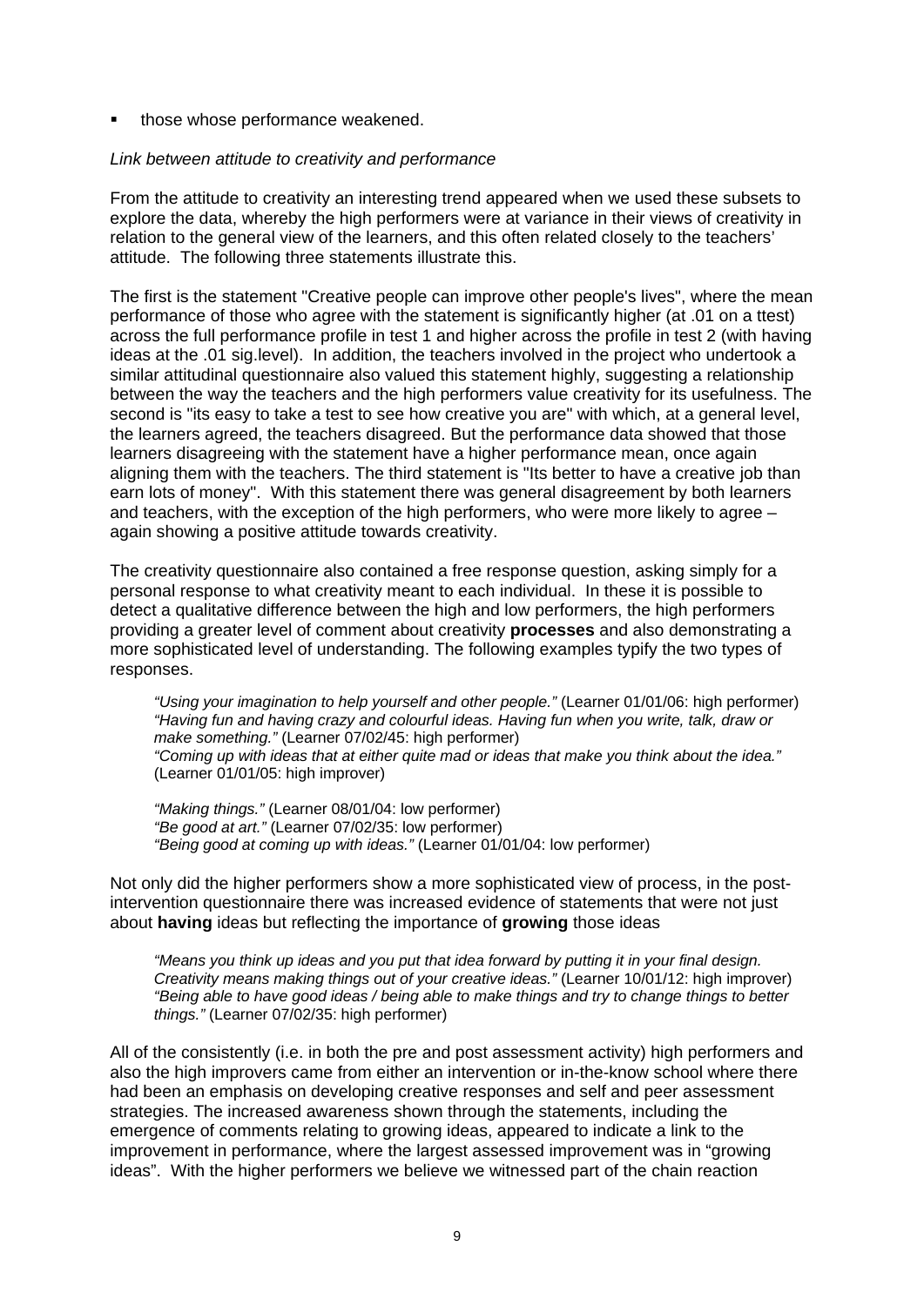- those whose performance weakened.

*Link between attitude to creativity and performance*

From the attitude to creativity an interesting trend appeared when we used these subsets to explore the data, whereby the high performers were at variance in their views of creativity in relation to the general view of the learners, and this often related closely to the teachers' attitude. The following three statements illustrate this.

The first is the statement "Creative people can improve other people's lives", where the mean performance of those who agree with the statement is significantly higher (at .01 on a ttest) across the full performance profile in test 1 and higher across the profile in test 2 (with having ideas at the .01 sig.level). In addition, the teachers involved in the project who undertook a similar attitudinal questionnaire also valued this statement highly, suggesting a relationship between the way the teachers and the high performers value creativity for its usefulness. The second is "its easy to take a test to see how creative you are" with which, at a general level, the learners agreed, the teachers disagreed. But the performance data showed that those learners disagreeing with the statement have a higher performance mean, once again aligning them with the teachers. The third statement is "Its better to have a creative job than earn lots of money". With this statement there was general disagreement by both learners and teachers, with the exception of the high performers, who were more likely to agree – again showing a positive attitude towards creativity.

The creativity questionnaire also contained a free response question, asking simply for a personal response to what creativity meant to each individual. In these it is possible to detect a qualitative difference between the high and low performers, the high performers providing a greater level of comment about creativity **processes** and also demonstrating a more sophisticated level of understanding. The following examples typify the two types of responses.

> *"Using your imagination to help yourself and other people."* (Learner 01/01/06: high performer)
> *"Having fun and having crazy and colourful ideas. Having fun when you write, talk, draw or make something."* (Learner 07/02/45: high performer)
> *"Coming up with ideas that at either quite mad or ideas that make you think about the idea."* (Learner 01/01/05: high improver)
>
> *"Making things."* (Learner 08/01/04: low performer)
> *"Be good at art."* (Learner 07/02/35: low performer)
> *"Being good at coming up with ideas."* (Learner 01/01/04: low performer)

Not only did the higher performers show a more sophisticated view of process, in the post-intervention questionnaire there was increased evidence of statements that were not just about **having** ideas but reflecting the importance of **growing** those ideas

> *"Means you think up ideas and you put that idea forward by putting it in your final design. Creativity means making things out of your creative ideas."* (Learner 10/01/12: high improver)
> *"Being able to have good ideas / being able to make things and try to change things to better things."* (Learner 07/02/35: high performer)

All of the consistently (i.e. in both the pre and post assessment activity) high performers and also the high improvers came from either an intervention or in-the-know school where there had been an emphasis on developing creative responses and self and peer assessment strategies. The increased awareness shown through the statements, including the emergence of comments relating to growing ideas, appeared to indicate a link to the improvement in performance, where the largest assessed improvement was in "growing ideas". With the higher performers we believe we witnessed part of the chain reaction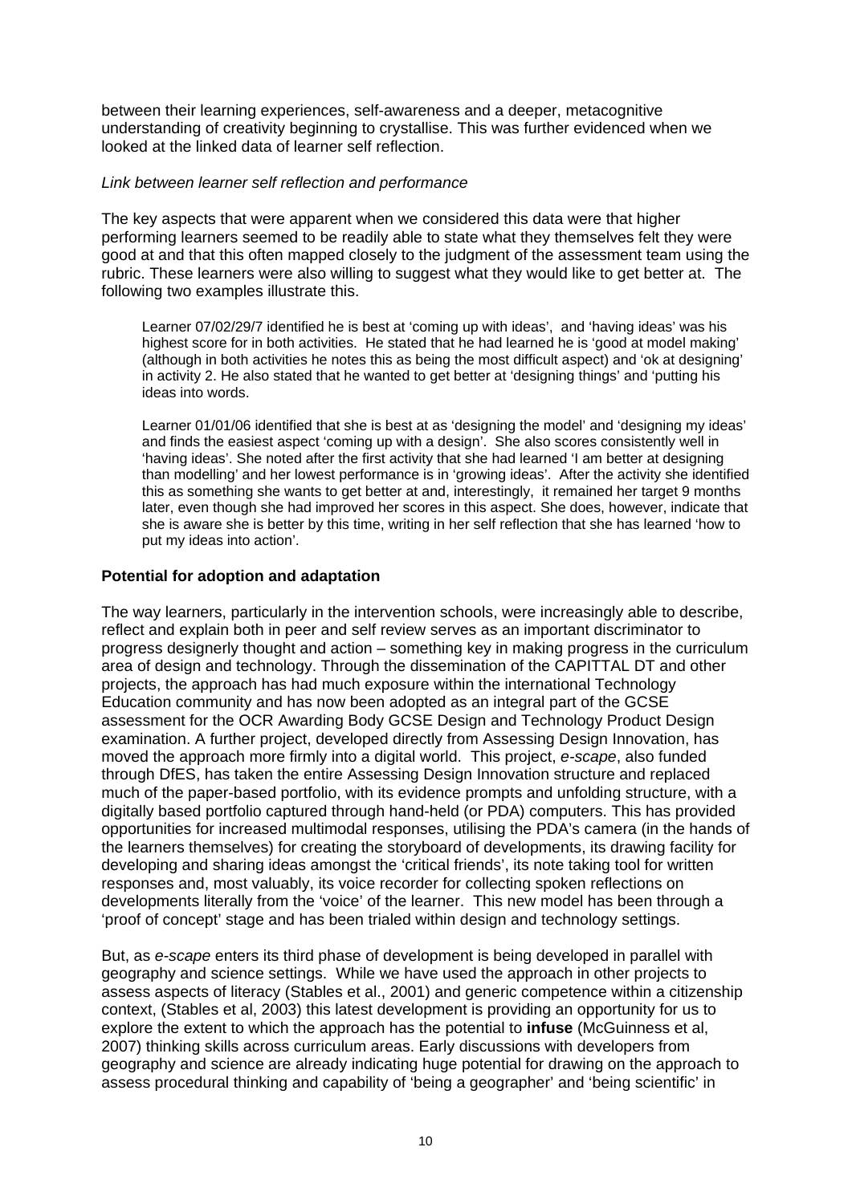between their learning experiences, self-awareness and a deeper, metacognitive understanding of creativity beginning to crystallise. This was further evidenced when we looked at the linked data of learner self reflection.

*Link between learner self reflection and performance*

The key aspects that were apparent when we considered this data were that higher performing learners seemed to be readily able to state what they themselves felt they were good at and that this often mapped closely to the judgment of the assessment team using the rubric. These learners were also willing to suggest what they would like to get better at. The following two examples illustrate this.

> Learner 07/02/29/7 identified he is best at 'coming up with ideas', and 'having ideas' was his highest score for in both activities. He stated that he had learned he is 'good at model making' (although in both activities he notes this as being the most difficult aspect) and 'ok at designing' in activity 2. He also stated that he wanted to get better at 'designing things' and 'putting his ideas into words.
>
> Learner 01/01/06 identified that she is best at as 'designing the model' and 'designing my ideas' and finds the easiest aspect 'coming up with a design'. She also scores consistently well in 'having ideas'. She noted after the first activity that she had learned 'I am better at designing than modelling' and her lowest performance is in 'growing ideas'. After the activity she identified this as something she wants to get better at and, interestingly, it remained her target 9 months later, even though she had improved her scores in this aspect. She does, however, indicate that she is aware she is better by this time, writing in her self reflection that she has learned 'how to put my ideas into action'.

**Potential for adoption and adaptation**

The way learners, particularly in the intervention schools, were increasingly able to describe, reflect and explain both in peer and self review serves as an important discriminator to progress designerly thought and action – something key in making progress in the curriculum area of design and technology. Through the dissemination of the CAPITTAL DT and other projects, the approach has had much exposure within the international Technology Education community and has now been adopted as an integral part of the GCSE assessment for the OCR Awarding Body GCSE Design and Technology Product Design examination. A further project, developed directly from Assessing Design Innovation, has moved the approach more firmly into a digital world. This project, *e-scape*, also funded through DfES, has taken the entire Assessing Design Innovation structure and replaced much of the paper-based portfolio, with its evidence prompts and unfolding structure, with a digitally based portfolio captured through hand-held (or PDA) computers. This has provided opportunities for increased multimodal responses, utilising the PDA's camera (in the hands of the learners themselves) for creating the storyboard of developments, its drawing facility for developing and sharing ideas amongst the 'critical friends', its note taking tool for written responses and, most valuably, its voice recorder for collecting spoken reflections on developments literally from the 'voice' of the learner. This new model has been through a 'proof of concept' stage and has been trialed within design and technology settings.

But, as *e-scape* enters its third phase of development is being developed in parallel with geography and science settings. While we have used the approach in other projects to assess aspects of literacy (Stables et al., 2001) and generic competence within a citizenship context, (Stables et al, 2003) this latest development is providing an opportunity for us to explore the extent to which the approach has the potential to **infuse** (McGuinness et al, 2007) thinking skills across curriculum areas. Early discussions with developers from geography and science are already indicating huge potential for drawing on the approach to assess procedural thinking and capability of 'being a geographer' and 'being scientific' in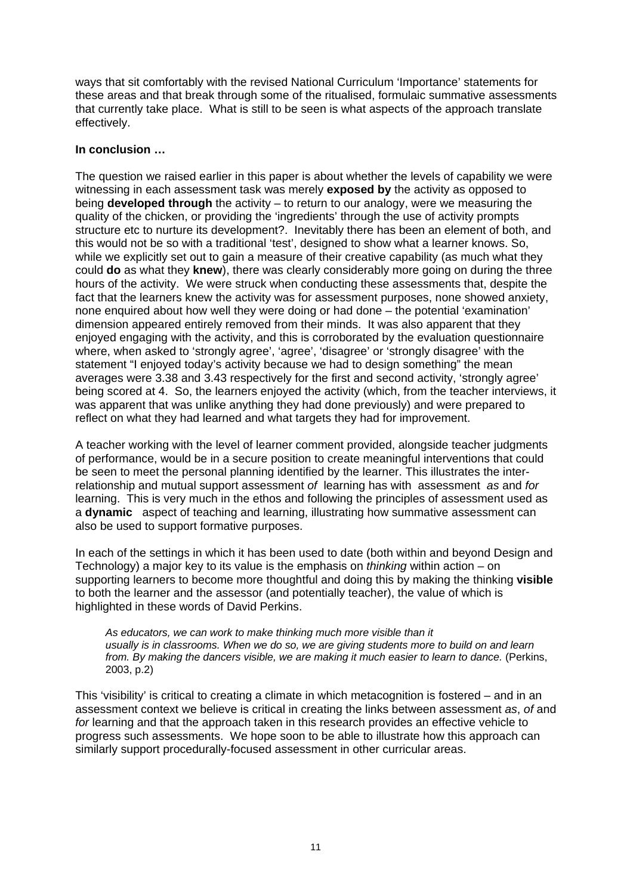ways that sit comfortably with the revised National Curriculum 'Importance' statements for these areas and that break through some of the ritualised, formulaic summative assessments that currently take place. What is still to be seen is what aspects of the approach translate effectively.

**In conclusion …**

The question we raised earlier in this paper is about whether the levels of capability we were witnessing in each assessment task was merely **exposed by** the activity as opposed to being **developed through** the activity – to return to our analogy, were we measuring the quality of the chicken, or providing the 'ingredients' through the use of activity prompts structure etc to nurture its development?. Inevitably there has been an element of both, and this would not be so with a traditional 'test', designed to show what a learner knows. So, while we explicitly set out to gain a measure of their creative capability (as much what they could **do** as what they **knew**), there was clearly considerably more going on during the three hours of the activity. We were struck when conducting these assessments that, despite the fact that the learners knew the activity was for assessment purposes, none showed anxiety, none enquired about how well they were doing or had done – the potential 'examination' dimension appeared entirely removed from their minds. It was also apparent that they enjoyed engaging with the activity, and this is corroborated by the evaluation questionnaire where, when asked to 'strongly agree', 'agree', 'disagree' or 'strongly disagree' with the statement "I enjoyed today's activity because we had to design something" the mean averages were 3.38 and 3.43 respectively for the first and second activity, 'strongly agree' being scored at 4. So, the learners enjoyed the activity (which, from the teacher interviews, it was apparent that was unlike anything they had done previously) and were prepared to reflect on what they had learned and what targets they had for improvement.

A teacher working with the level of learner comment provided, alongside teacher judgments of performance, would be in a secure position to create meaningful interventions that could be seen to meet the personal planning identified by the learner. This illustrates the inter-relationship and mutual support assessment *of* learning has with assessment *as* and *for* learning. This is very much in the ethos and following the principles of assessment used as a **dynamic** aspect of teaching and learning, illustrating how summative assessment can also be used to support formative purposes.

In each of the settings in which it has been used to date (both within and beyond Design and Technology) a major key to its value is the emphasis on *thinking* within action – on supporting learners to become more thoughtful and doing this by making the thinking **visible** to both the learner and the assessor (and potentially teacher), the value of which is highlighted in these words of David Perkins.

> *As educators, we can work to make thinking much more visible than it usually is in classrooms. When we do so, we are giving students more to build on and learn from. By making the dancers visible, we are making it much easier to learn to dance.* (Perkins, 2003, p.2)

This 'visibility' is critical to creating a climate in which metacognition is fostered – and in an assessment context we believe is critical in creating the links between assessment *as*, *of* and *for* learning and that the approach taken in this research provides an effective vehicle to progress such assessments. We hope soon to be able to illustrate how this approach can similarly support procedurally-focused assessment in other curricular areas.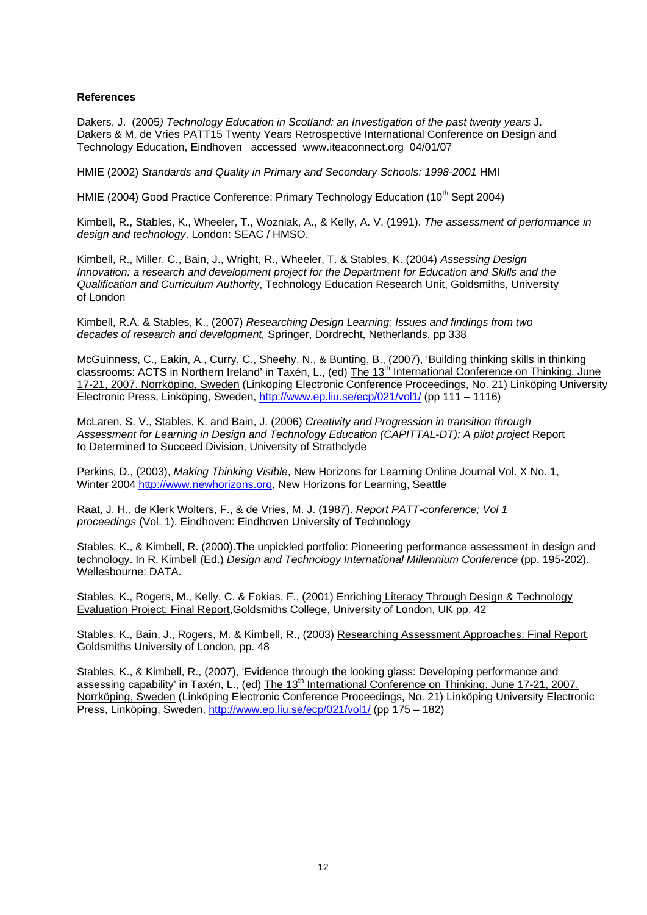**References**

Dakers, J. (2005*) Technology Education in Scotland: an Investigation of the past twenty years* J. Dakers & M. de Vries PATT15 Twenty Years Retrospective International Conference on Design and Technology Education, Eindhoven accessed www.iteaconnect.org 04/01/07

HMIE (2002) *Standards and Quality in Primary and Secondary Schools: 1998-2001* HMI

HMIE (2004) Good Practice Conference: Primary Technology Education (10th Sept 2004)

Kimbell, R., Stables, K., Wheeler, T., Wozniak, A., & Kelly, A. V. (1991). *The assessment of performance in design and technology*. London: SEAC / HMSO.

Kimbell, R., Miller, C., Bain, J., Wright, R., Wheeler, T. & Stables, K. (2004) *Assessing Design Innovation: a research and development project for the Department for Education and Skills and the Qualification and Curriculum Authority*, Technology Education Research Unit, Goldsmiths, University of London

Kimbell, R.A. & Stables, K., (2007) *Researching Design Learning: Issues and findings from two decades of research and development,* Springer, Dordrecht, Netherlands, pp 338

McGuinness, C., Eakin, A., Curry, C., Sheehy, N., & Bunting, B., (2007), 'Building thinking skills in thinking classrooms: ACTS in Northern Ireland' in Taxén, L., (ed) The 13th International Conference on Thinking, June 17-21, 2007. Norrköping, Sweden (Linköping Electronic Conference Proceedings, No. 21) Linköping University Electronic Press, Linköping, Sweden, http://www.ep.liu.se/ecp/021/vol1/ (pp 111 – 1116)

McLaren, S. V., Stables, K. and Bain, J. (2006) *Creativity and Progression in transition through Assessment for Learning in Design and Technology Education (CAPITTAL-DT): A pilot project* Report to Determined to Succeed Division, University of Strathclyde

Perkins, D., (2003), *Making Thinking Visible*, New Horizons for Learning Online Journal Vol. X No. 1, Winter 2004 http://www.newhorizons.org, New Horizons for Learning, Seattle

Raat, J. H., de Klerk Wolters, F., & de Vries, M. J. (1987). *Report PATT-conference; Vol 1 proceedings* (Vol. 1). Eindhoven: Eindhoven University of Technology

Stables, K., & Kimbell, R. (2000).The unpickled portfolio: Pioneering performance assessment in design and technology. In R. Kimbell (Ed.) *Design and Technology International Millennium Conference* (pp. 195-202). Wellesbourne: DATA.

Stables, K., Rogers, M., Kelly, C. & Fokias, F., (2001) Enriching Literacy Through Design & Technology Evaluation Project: Final Report,Goldsmiths College, University of London, UK pp. 42

Stables, K., Bain, J., Rogers, M. & Kimbell, R., (2003) Researching Assessment Approaches: Final Report, Goldsmiths University of London, pp. 48

Stables, K., & Kimbell, R., (2007), 'Evidence through the looking glass: Developing performance and assessing capability' in Taxén, L., (ed) The 13th International Conference on Thinking, June 17-21, 2007. Norrköping, Sweden (Linköping Electronic Conference Proceedings, No. 21) Linköping University Electronic Press, Linköping, Sweden, http://www.ep.liu.se/ecp/021/vol1/ (pp 175 – 182)